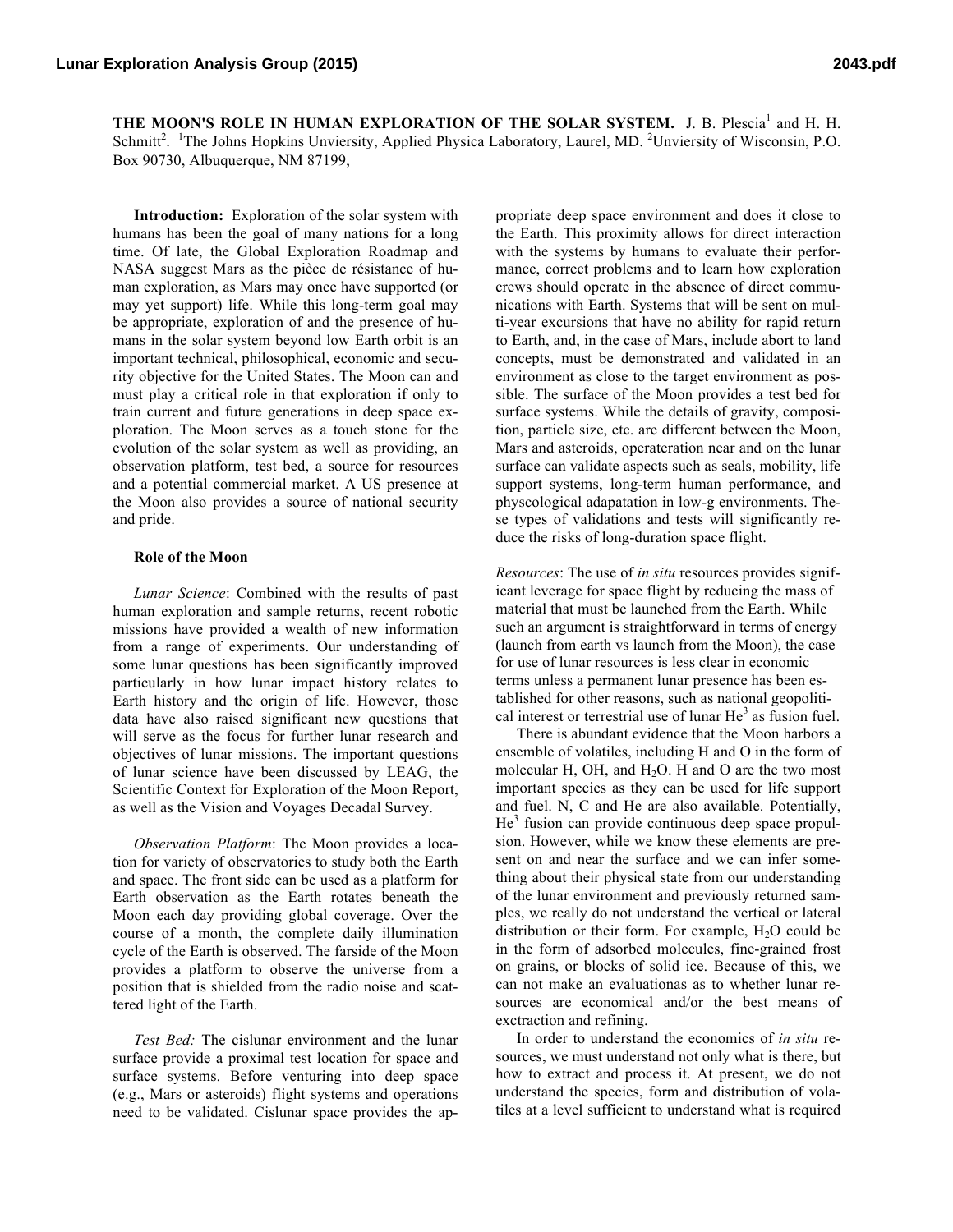**THE MOON'S ROLE IN HUMAN EXPLORATION OF THE SOLAR SYSTEM.** J. B. Plescia[1] and H. H. Schmitt[2]. [1]The Johns Hopkins Unviersity, Applied Physica Laboratory, Laurel, MD. [2]Unviersity of Wisconsin, P.O. Box 90730, Albuquerque, NM 87199,

**Introduction:** Exploration of the solar system with humans has been the goal of many nations for a long time. Of late, the Global Exploration Roadmap and NASA suggest Mars as the pièce de résistance of human exploration, as Mars may once have supported (or may yet support) life. While this long-term goal may be appropriate, exploration of and the presence of humans in the solar system beyond low Earth orbit is an important technical, philosophical, economic and security objective for the United States. The Moon can and must play a critical role in that exploration if only to train current and future generations in deep space exploration. The Moon serves as a touch stone for the evolution of the solar system as well as providing, an observation platform, test bed, a source for resources and a potential commercial market. A US presence at the Moon also provides a source of national security and pride.

**Role of the Moon**

*Lunar Science*: Combined with the results of past human exploration and sample returns, recent robotic missions have provided a wealth of new information from a range of experiments. Our understanding of some lunar questions has been significantly improved particularly in how lunar impact history relates to Earth history and the origin of life. However, those data have also raised significant new questions that will serve as the focus for further lunar research and objectives of lunar missions. The important questions of lunar science have been discussed by LEAG, the Scientific Context for Exploration of the Moon Report, as well as the Vision and Voyages Decadal Survey.

*Observation Platform*: The Moon provides a location for variety of observatories to study both the Earth and space. The front side can be used as a platform for Earth observation as the Earth rotates beneath the Moon each day providing global coverage. Over the course of a month, the complete daily illumination cycle of the Earth is observed. The farside of the Moon provides a platform to observe the universe from a position that is shielded from the radio noise and scattered light of the Earth.

*Test Bed:* The cislunar environment and the lunar surface provide a proximal test location for space and surface systems. Before venturing into deep space (e.g., Mars or asteroids) flight systems and operations need to be validated. Cislunar space provides the appropriate deep space environment and does it close to the Earth. This proximity allows for direct interaction with the systems by humans to evaluate their performance, correct problems and to learn how exploration crews should operate in the absence of direct communications with Earth. Systems that will be sent on multi-year excursions that have no ability for rapid return to Earth, and, in the case of Mars, include abort to land concepts, must be demonstrated and validated in an environment as close to the target environment as possible. The surface of the Moon provides a test bed for surface systems. While the details of gravity, composition, particle size, etc. are different between the Moon, Mars and asteroids, operateration near and on the lunar surface can validate aspects such as seals, mobility, life support systems, long-term human performance, and physcological adapatation in low-g environments. These types of validations and tests will significantly reduce the risks of long-duration space flight.

*Resources*: The use of *in situ* resources provides significant leverage for space flight by reducing the mass of material that must be launched from the Earth. While such an argument is straightforward in terms of energy (launch from earth vs launch from the Moon), the case for use of lunar resources is less clear in economic terms unless a permanent lunar presence has been established for other reasons, such as national geopolitical interest or terrestrial use of lunar $He^3$ as fusion fuel.

There is abundant evidence that the Moon harbors a ensemble of volatiles, including H and O in the form of molecular H, OH, and $H_2O$. H and O are the two most important species as they can be used for life support and fuel. N, C and He are also available. Potentially, $He^3$ fusion can provide continuous deep space propulsion. However, while we know these elements are present on and near the surface and we can infer something about their physical state from our understanding of the lunar environment and previously returned samples, we really do not understand the vertical or lateral distribution or their form. For example, $H_2O$ could be in the form of adsorbed molecules, fine-grained frost on grains, or blocks of solid ice. Because of this, we can not make an evaluationas as to whether lunar resources are economical and/or the best means of exctraction and refining.

In order to understand the economics of *in situ* resources, we must understand not only what is there, but how to extract and process it. At present, we do not understand the species, form and distribution of volatiles at a level sufficient to understand what is required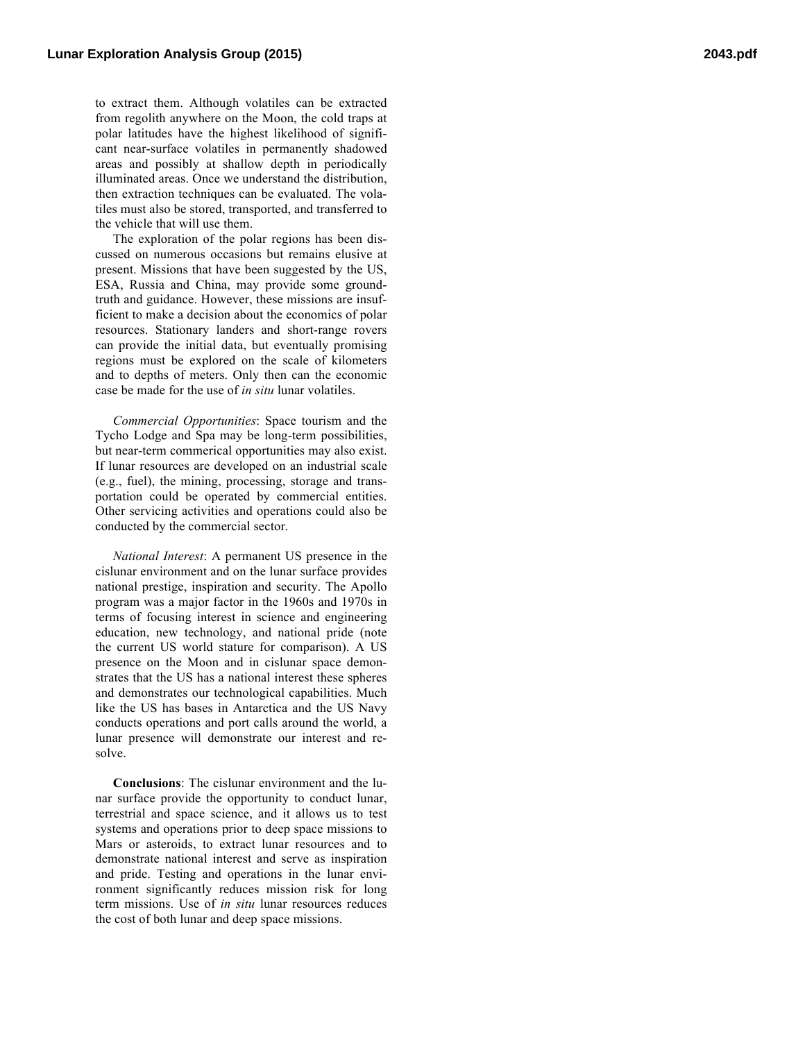to extract them. Although volatiles can be extracted from regolith anywhere on the Moon, the cold traps at polar latitudes have the highest likelihood of significant near-surface volatiles in permanently shadowed areas and possibly at shallow depth in periodically illuminated areas. Once we understand the distribution, then extraction techniques can be evaluated. The volatiles must also be stored, transported, and transferred to the vehicle that will use them.

The exploration of the polar regions has been discussed on numerous occasions but remains elusive at present. Missions that have been suggested by the US, ESA, Russia and China, may provide some ground-truth and guidance. However, these missions are insufficient to make a decision about the economics of polar resources. Stationary landers and short-range rovers can provide the initial data, but eventually promising regions must be explored on the scale of kilometers and to depths of meters. Only then can the economic case be made for the use of *in situ* lunar volatiles.

*Commercial Opportunities*: Space tourism and the Tycho Lodge and Spa may be long-term possibilities, but near-term commerical opportunities may also exist. If lunar resources are developed on an industrial scale (e.g., fuel), the mining, processing, storage and transportation could be operated by commercial entities. Other servicing activities and operations could also be conducted by the commercial sector.

*National Interest*: A permanent US presence in the cislunar environment and on the lunar surface provides national prestige, inspiration and security. The Apollo program was a major factor in the 1960s and 1970s in terms of focusing interest in science and engineering education, new technology, and national pride (note the current US world stature for comparison). A US presence on the Moon and in cislunar space demonstrates that the US has a national interest these spheres and demonstrates our technological capabilities. Much like the US has bases in Antarctica and the US Navy conducts operations and port calls around the world, a lunar presence will demonstrate our interest and resolve.

**Conclusions**: The cislunar environment and the lunar surface provide the opportunity to conduct lunar, terrestrial and space science, and it allows us to test systems and operations prior to deep space missions to Mars or asteroids, to extract lunar resources and to demonstrate national interest and serve as inspiration and pride. Testing and operations in the lunar environment significantly reduces mission risk for long term missions. Use of *in situ* lunar resources reduces the cost of both lunar and deep space missions.